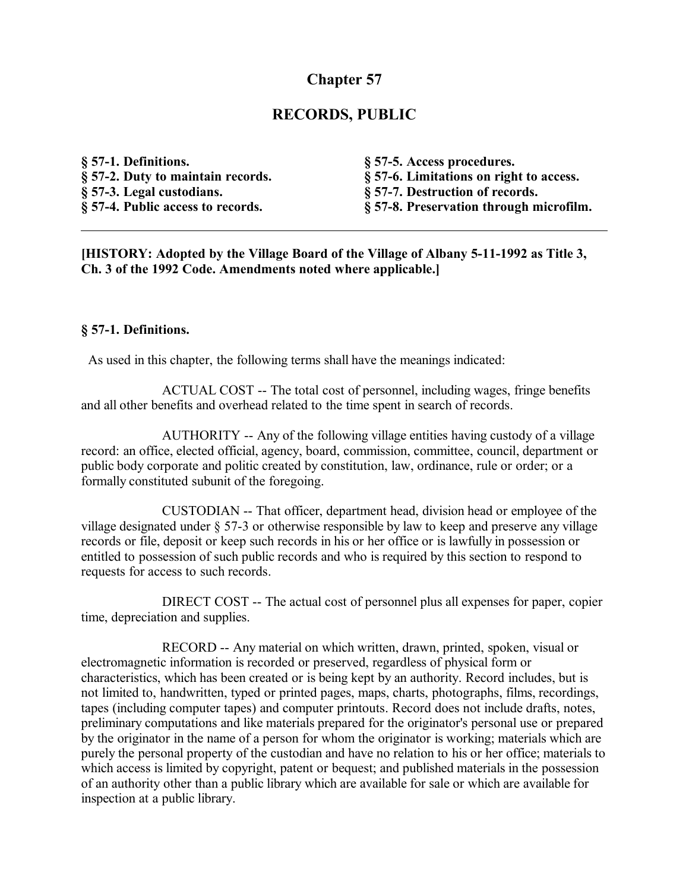# Chapter 57

## RECORDS, PUBLIC

**§ 57-1. Definitions.**
**§ 57-2. Duty to maintain records.**
**§ 57-3. Legal custodians.**
**§ 57-4. Public access to records.**
**§ 57-5. Access procedures.**
**§ 57-6. Limitations on right to access.**
**§ 57-7. Destruction of records.**
**§ 57-8. Preservation through microfilm.**

---

**[HISTORY: Adopted by the Village Board of the Village of Albany 5-11-1992 as Title 3, Ch. 3 of the 1992 Code. Amendments noted where applicable.]**

### § 57-1. Definitions.

As used in this chapter, the following terms shall have the meanings indicated:

ACTUAL COST -- The total cost of personnel, including wages, fringe benefits and all other benefits and overhead related to the time spent in search of records.

AUTHORITY -- Any of the following village entities having custody of a village record: an office, elected official, agency, board, commission, committee, council, department or public body corporate and politic created by constitution, law, ordinance, rule or order; or a formally constituted subunit of the foregoing.

CUSTODIAN -- That officer, department head, division head or employee of the village designated under § 57-3 or otherwise responsible by law to keep and preserve any village records or file, deposit or keep such records in his or her office or is lawfully in possession or entitled to possession of such public records and who is required by this section to respond to requests for access to such records.

DIRECT COST -- The actual cost of personnel plus all expenses for paper, copier time, depreciation and supplies.

RECORD -- Any material on which written, drawn, printed, spoken, visual or electromagnetic information is recorded or preserved, regardless of physical form or characteristics, which has been created or is being kept by an authority. Record includes, but is not limited to, handwritten, typed or printed pages, maps, charts, photographs, films, recordings, tapes (including computer tapes) and computer printouts. Record does not include drafts, notes, preliminary computations and like materials prepared for the originator's personal use or prepared by the originator in the name of a person for whom the originator is working; materials which are purely the personal property of the custodian and have no relation to his or her office; materials to which access is limited by copyright, patent or bequest; and published materials in the possession of an authority other than a public library which are available for sale or which are available for inspection at a public library.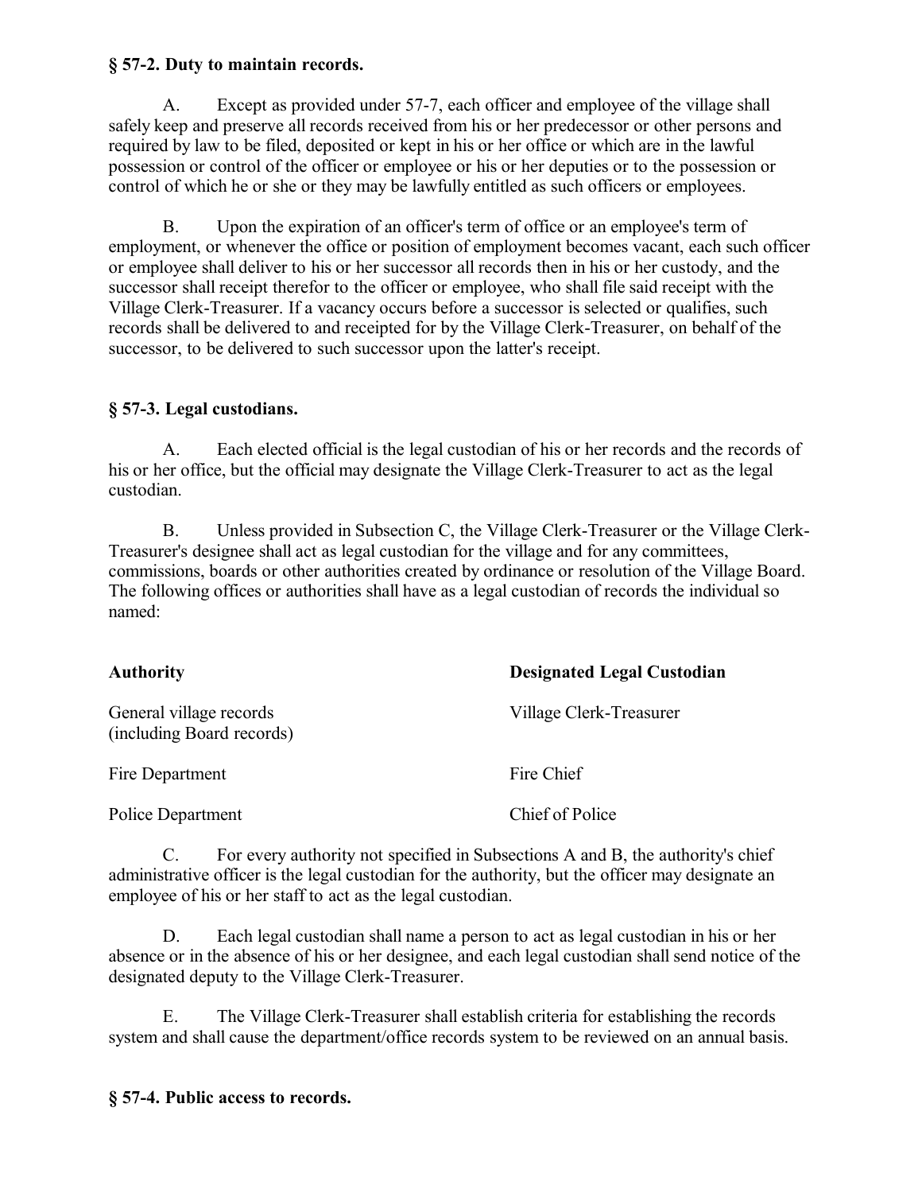### § 57-2. Duty to maintain records.

A. Except as provided under 57-7, each officer and employee of the village shall safely keep and preserve all records received from his or her predecessor or other persons and required by law to be filed, deposited or kept in his or her office or which are in the lawful possession or control of the officer or employee or his or her deputies or to the possession or control of which he or she or they may be lawfully entitled as such officers or employees.

B. Upon the expiration of an officer's term of office or an employee's term of employment, or whenever the office or position of employment becomes vacant, each such officer or employee shall deliver to his or her successor all records then in his or her custody, and the successor shall receipt therefor to the officer or employee, who shall file said receipt with the Village Clerk-Treasurer. If a vacancy occurs before a successor is selected or qualifies, such records shall be delivered to and receipted for by the Village Clerk-Treasurer, on behalf of the successor, to be delivered to such successor upon the latter's receipt.

### § 57-3. Legal custodians.

A. Each elected official is the legal custodian of his or her records and the records of his or her office, but the official may designate the Village Clerk-Treasurer to act as the legal custodian.

B. Unless provided in Subsection C, the Village Clerk-Treasurer or the Village Clerk-Treasurer's designee shall act as legal custodian for the village and for any committees, commissions, boards or other authorities created by ordinance or resolution of the Village Board. The following offices or authorities shall have as a legal custodian of records the individual so named:

| Authority | Designated Legal Custodian |
| --- | --- |
| General village records (including Board records) | Village Clerk-Treasurer |
| Fire Department | Fire Chief |
| Police Department | Chief of Police |

C. For every authority not specified in Subsections A and B, the authority's chief administrative officer is the legal custodian for the authority, but the officer may designate an employee of his or her staff to act as the legal custodian.

D. Each legal custodian shall name a person to act as legal custodian in his or her absence or in the absence of his or her designee, and each legal custodian shall send notice of the designated deputy to the Village Clerk-Treasurer.

E. The Village Clerk-Treasurer shall establish criteria for establishing the records system and shall cause the department/office records system to be reviewed on an annual basis.

### § 57-4. Public access to records.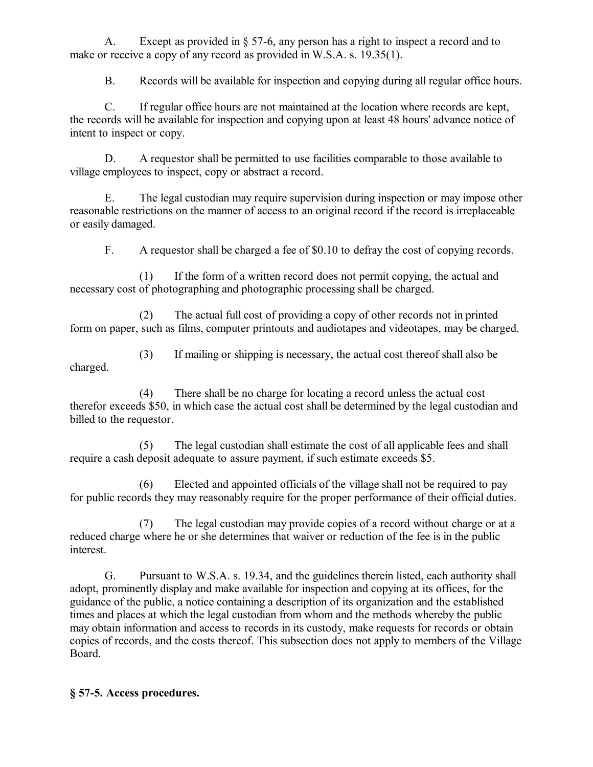A. Except as provided in § 57-6, any person has a right to inspect a record and to make or receive a copy of any record as provided in W.S.A. s. 19.35(1).

B. Records will be available for inspection and copying during all regular office hours.

C. If regular office hours are not maintained at the location where records are kept, the records will be available for inspection and copying upon at least 48 hours' advance notice of intent to inspect or copy.

D. A requestor shall be permitted to use facilities comparable to those available to village employees to inspect, copy or abstract a record.

E. The legal custodian may require supervision during inspection or may impose other reasonable restrictions on the manner of access to an original record if the record is irreplaceable or easily damaged.

F. A requestor shall be charged a fee of $0.10 to defray the cost of copying records.

(1) If the form of a written record does not permit copying, the actual and necessary cost of photographing and photographic processing shall be charged.

(2) The actual full cost of providing a copy of other records not in printed form on paper, such as films, computer printouts and audiotapes and videotapes, may be charged.

(3) If mailing or shipping is necessary, the actual cost thereof shall also be charged.

(4) There shall be no charge for locating a record unless the actual cost therefor exceeds $50, in which case the actual cost shall be determined by the legal custodian and billed to the requestor.

(5) The legal custodian shall estimate the cost of all applicable fees and shall require a cash deposit adequate to assure payment, if such estimate exceeds $5.

(6) Elected and appointed officials of the village shall not be required to pay for public records they may reasonably require for the proper performance of their official duties.

(7) The legal custodian may provide copies of a record without charge or at a reduced charge where he or she determines that waiver or reduction of the fee is in the public interest.

G. Pursuant to W.S.A. s. 19.34, and the guidelines therein listed, each authority shall adopt, prominently display and make available for inspection and copying at its offices, for the guidance of the public, a notice containing a description of its organization and the established times and places at which the legal custodian from whom and the methods whereby the public may obtain information and access to records in its custody, make requests for records or obtain copies of records, and the costs thereof. This subsection does not apply to members of the Village Board.

**§ 57-5. Access procedures.**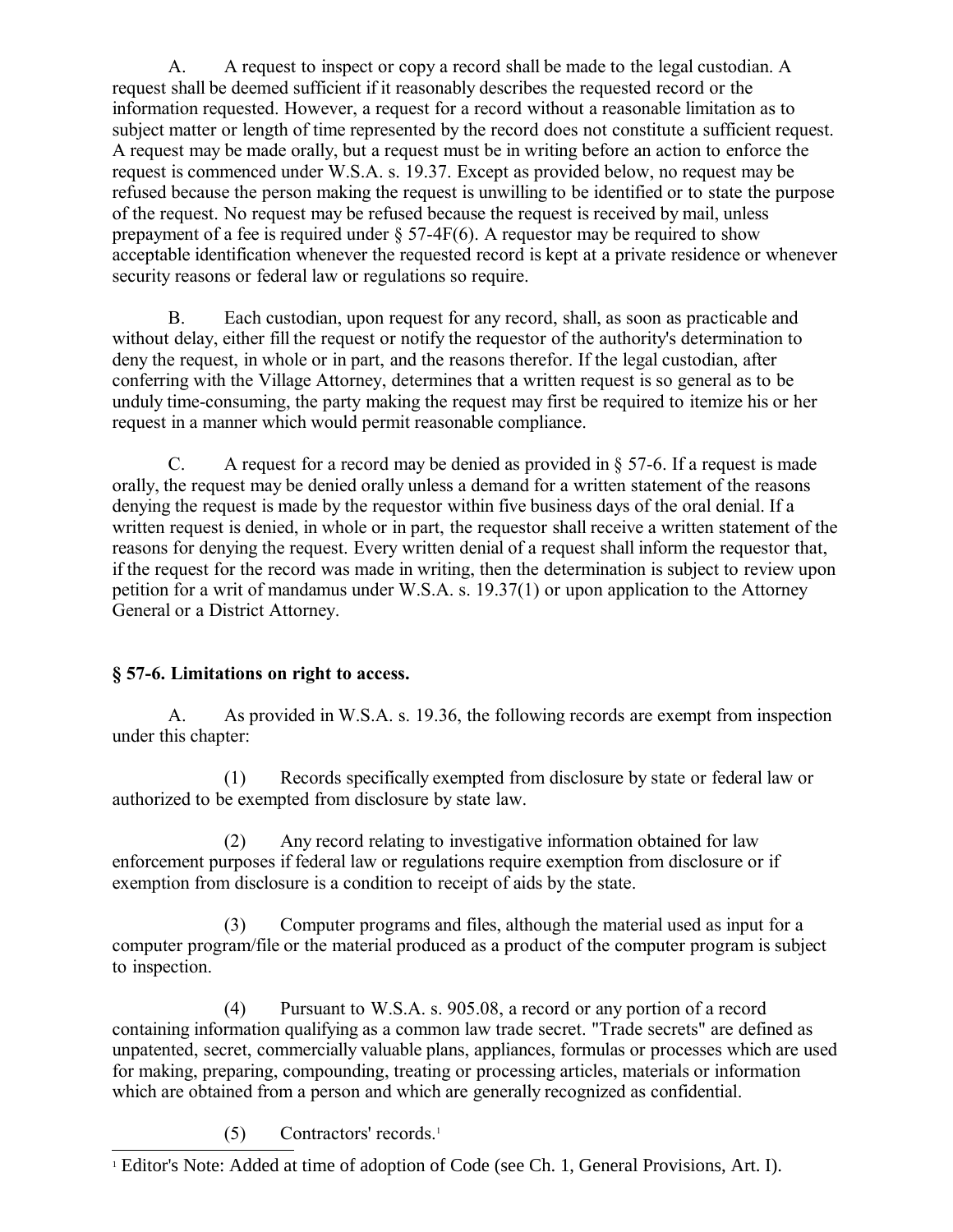A. A request to inspect or copy a record shall be made to the legal custodian. A request shall be deemed sufficient if it reasonably describes the requested record or the information requested. However, a request for a record without a reasonable limitation as to subject matter or length of time represented by the record does not constitute a sufficient request. A request may be made orally, but a request must be in writing before an action to enforce the request is commenced under W.S.A. s. 19.37. Except as provided below, no request may be refused because the person making the request is unwilling to be identified or to state the purpose of the request. No request may be refused because the request is received by mail, unless prepayment of a fee is required under § 57-4F(6). A requestor may be required to show acceptable identification whenever the requested record is kept at a private residence or whenever security reasons or federal law or regulations so require.

B. Each custodian, upon request for any record, shall, as soon as practicable and without delay, either fill the request or notify the requestor of the authority's determination to deny the request, in whole or in part, and the reasons therefor. If the legal custodian, after conferring with the Village Attorney, determines that a written request is so general as to be unduly time-consuming, the party making the request may first be required to itemize his or her request in a manner which would permit reasonable compliance.

C. A request for a record may be denied as provided in § 57-6. If a request is made orally, the request may be denied orally unless a demand for a written statement of the reasons denying the request is made by the requestor within five business days of the oral denial. If a written request is denied, in whole or in part, the requestor shall receive a written statement of the reasons for denying the request. Every written denial of a request shall inform the requestor that, if the request for the record was made in writing, then the determination is subject to review upon petition for a writ of mandamus under W.S.A. s. 19.37(1) or upon application to the Attorney General or a District Attorney.

## § 57-6. Limitations on right to access.

A. As provided in W.S.A. s. 19.36, the following records are exempt from inspection under this chapter:

(1) Records specifically exempted from disclosure by state or federal law or authorized to be exempted from disclosure by state law.

(2) Any record relating to investigative information obtained for law enforcement purposes if federal law or regulations require exemption from disclosure or if exemption from disclosure is a condition to receipt of aids by the state.

(3) Computer programs and files, although the material used as input for a computer program/file or the material produced as a product of the computer program is subject to inspection.

(4) Pursuant to W.S.A. s. 905.08, a record or any portion of a record containing information qualifying as a common law trade secret. "Trade secrets" are defined as unpatented, secret, commercially valuable plans, appliances, formulas or processes which are used for making, preparing, compounding, treating or processing articles, materials or information which are obtained from a person and which are generally recognized as confidential.

(5) Contractors' records.[1]

[1] Editor's Note: Added at time of adoption of Code (see Ch. 1, General Provisions, Art. I).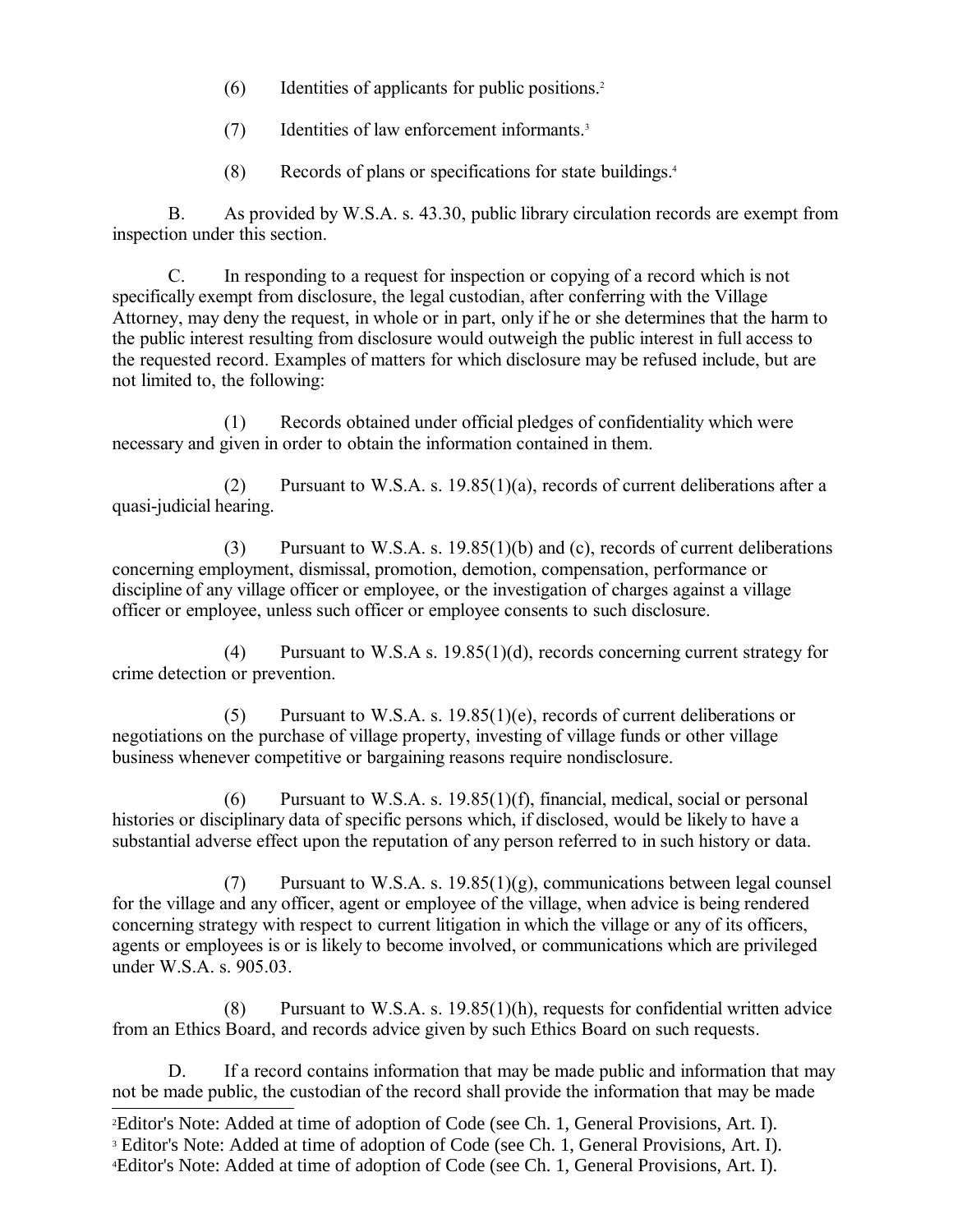(6) Identities of applicants for public positions.[2]

(7) Identities of law enforcement informants.[3]

(8) Records of plans or specifications for state buildings.[4]

B. As provided by W.S.A. s. 43.30, public library circulation records are exempt from inspection under this section.

C. In responding to a request for inspection or copying of a record which is not specifically exempt from disclosure, the legal custodian, after conferring with the Village Attorney, may deny the request, in whole or in part, only if he or she determines that the harm to the public interest resulting from disclosure would outweigh the public interest in full access to the requested record. Examples of matters for which disclosure may be refused include, but are not limited to, the following:

(1) Records obtained under official pledges of confidentiality which were necessary and given in order to obtain the information contained in them.

(2) Pursuant to W.S.A. s. 19.85(1)(a), records of current deliberations after a quasi-judicial hearing.

(3) Pursuant to W.S.A. s. 19.85(1)(b) and (c), records of current deliberations concerning employment, dismissal, promotion, demotion, compensation, performance or discipline of any village officer or employee, or the investigation of charges against a village officer or employee, unless such officer or employee consents to such disclosure.

(4) Pursuant to W.S.A s. 19.85(1)(d), records concerning current strategy for crime detection or prevention.

(5) Pursuant to W.S.A. s. 19.85(1)(e), records of current deliberations or negotiations on the purchase of village property, investing of village funds or other village business whenever competitive or bargaining reasons require nondisclosure.

(6) Pursuant to W.S.A. s. 19.85(1)(f), financial, medical, social or personal histories or disciplinary data of specific persons which, if disclosed, would be likely to have a substantial adverse effect upon the reputation of any person referred to in such history or data.

(7) Pursuant to W.S.A. s. 19.85(1)(g), communications between legal counsel for the village and any officer, agent or employee of the village, when advice is being rendered concerning strategy with respect to current litigation in which the village or any of its officers, agents or employees is or is likely to become involved, or communications which are privileged under W.S.A. s. 905.03.

(8) Pursuant to W.S.A. s. 19.85(1)(h), requests for confidential written advice from an Ethics Board, and records advice given by such Ethics Board on such requests.

D. If a record contains information that may be made public and information that may not be made public, the custodian of the record shall provide the information that may be made

---

[2] Editor's Note: Added at time of adoption of Code (see Ch. 1, General Provisions, Art. I).

[3] Editor's Note: Added at time of adoption of Code (see Ch. 1, General Provisions, Art. I).

[4] Editor's Note: Added at time of adoption of Code (see Ch. 1, General Provisions, Art. I).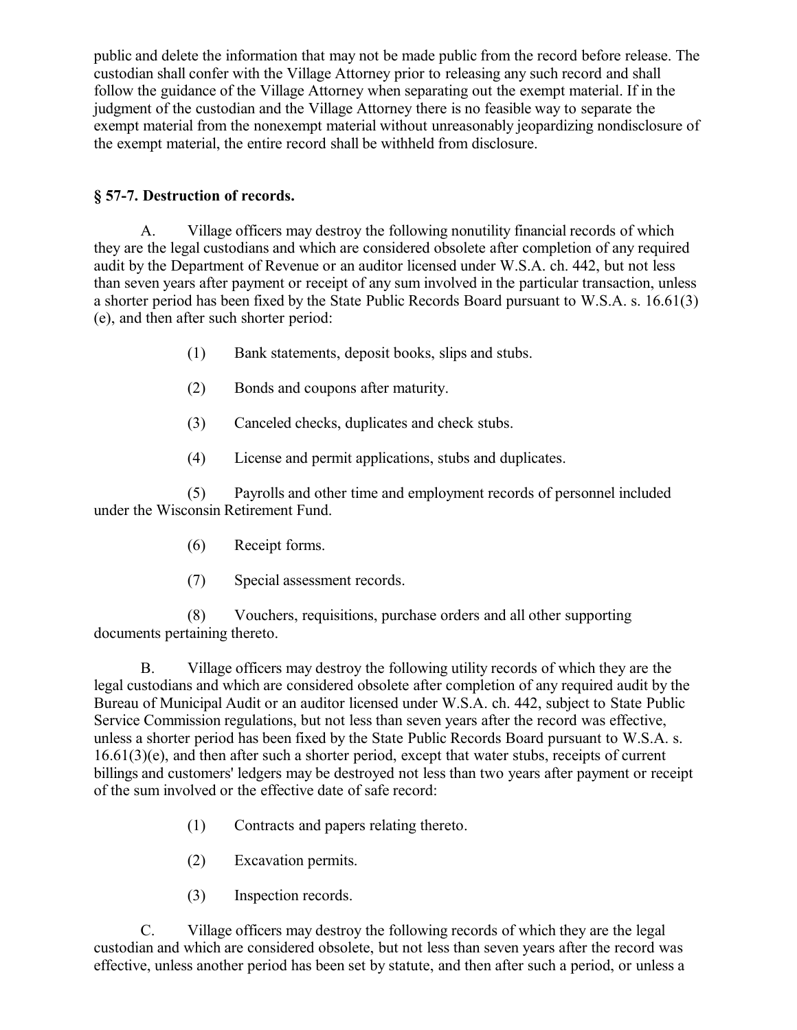public and delete the information that may not be made public from the record before release. The custodian shall confer with the Village Attorney prior to releasing any such record and shall follow the guidance of the Village Attorney when separating out the exempt material. If in the judgment of the custodian and the Village Attorney there is no feasible way to separate the exempt material from the nonexempt material without unreasonably jeopardizing nondisclosure of the exempt material, the entire record shall be withheld from disclosure.

**§ 57-7. Destruction of records.**

A. Village officers may destroy the following nonutility financial records of which they are the legal custodians and which are considered obsolete after completion of any required audit by the Department of Revenue or an auditor licensed under W.S.A. ch. 442, but not less than seven years after payment or receipt of any sum involved in the particular transaction, unless a shorter period has been fixed by the State Public Records Board pursuant to W.S.A. s. 16.61(3)(e), and then after such shorter period:

(1) Bank statements, deposit books, slips and stubs.

(2) Bonds and coupons after maturity.

(3) Canceled checks, duplicates and check stubs.

(4) License and permit applications, stubs and duplicates.

(5) Payrolls and other time and employment records of personnel included under the Wisconsin Retirement Fund.

(6) Receipt forms.

(7) Special assessment records.

(8) Vouchers, requisitions, purchase orders and all other supporting documents pertaining thereto.

B. Village officers may destroy the following utility records of which they are the legal custodians and which are considered obsolete after completion of any required audit by the Bureau of Municipal Audit or an auditor licensed under W.S.A. ch. 442, subject to State Public Service Commission regulations, but not less than seven years after the record was effective, unless a shorter period has been fixed by the State Public Records Board pursuant to W.S.A. s. 16.61(3)(e), and then after such a shorter period, except that water stubs, receipts of current billings and customers' ledgers may be destroyed not less than two years after payment or receipt of the sum involved or the effective date of safe record:

(1) Contracts and papers relating thereto.

(2) Excavation permits.

(3) Inspection records.

C. Village officers may destroy the following records of which they are the legal custodian and which are considered obsolete, but not less than seven years after the record was effective, unless another period has been set by statute, and then after such a period, or unless a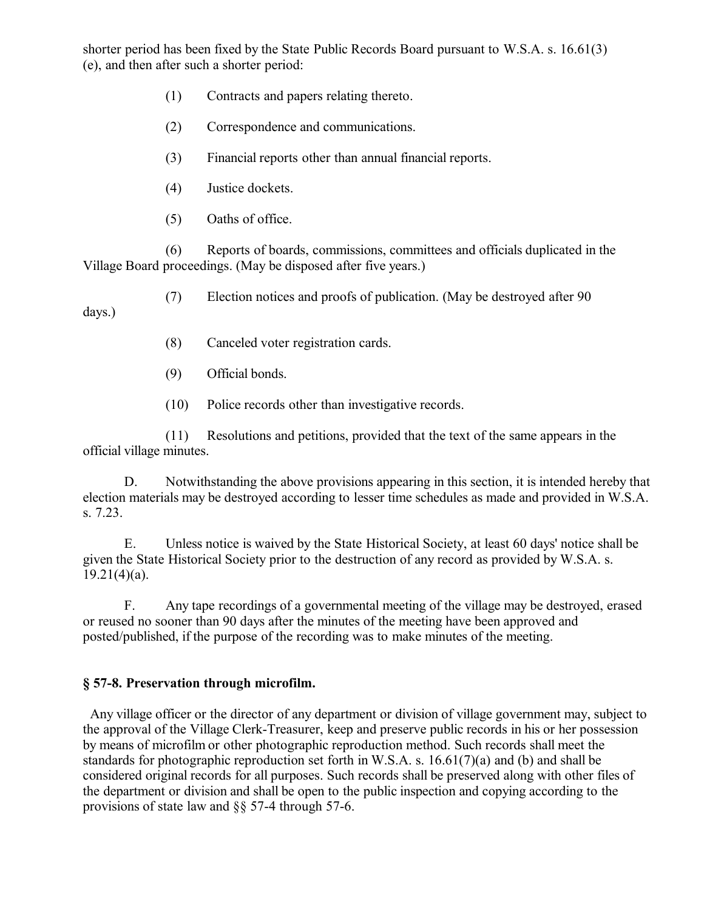shorter period has been fixed by the State Public Records Board pursuant to W.S.A. s. 16.61(3)(e), and then after such a shorter period:

(1) Contracts and papers relating thereto.

(2) Correspondence and communications.

(3) Financial reports other than annual financial reports.

(4) Justice dockets.

(5) Oaths of office.

(6) Reports of boards, commissions, committees and officials duplicated in the Village Board proceedings. (May be disposed after five years.)

(7) Election notices and proofs of publication. (May be destroyed after 90 days.)

(8) Canceled voter registration cards.

(9) Official bonds.

(10) Police records other than investigative records.

(11) Resolutions and petitions, provided that the text of the same appears in the official village minutes.

D. Notwithstanding the above provisions appearing in this section, it is intended hereby that election materials may be destroyed according to lesser time schedules as made and provided in W.S.A. s. 7.23.

E. Unless notice is waived by the State Historical Society, at least 60 days' notice shall be given the State Historical Society prior to the destruction of any record as provided by W.S.A. s. 19.21(4)(a).

F. Any tape recordings of a governmental meeting of the village may be destroyed, erased or reused no sooner than 90 days after the minutes of the meeting have been approved and posted/published, if the purpose of the recording was to make minutes of the meeting.

### § 57-8. Preservation through microfilm.

Any village officer or the director of any department or division of village government may, subject to the approval of the Village Clerk-Treasurer, keep and preserve public records in his or her possession by means of microfilm or other photographic reproduction method. Such records shall meet the standards for photographic reproduction set forth in W.S.A. s. 16.61(7)(a) and (b) and shall be considered original records for all purposes. Such records shall be preserved along with other files of the department or division and shall be open to the public inspection and copying according to the provisions of state law and §§ 57-4 through 57-6.